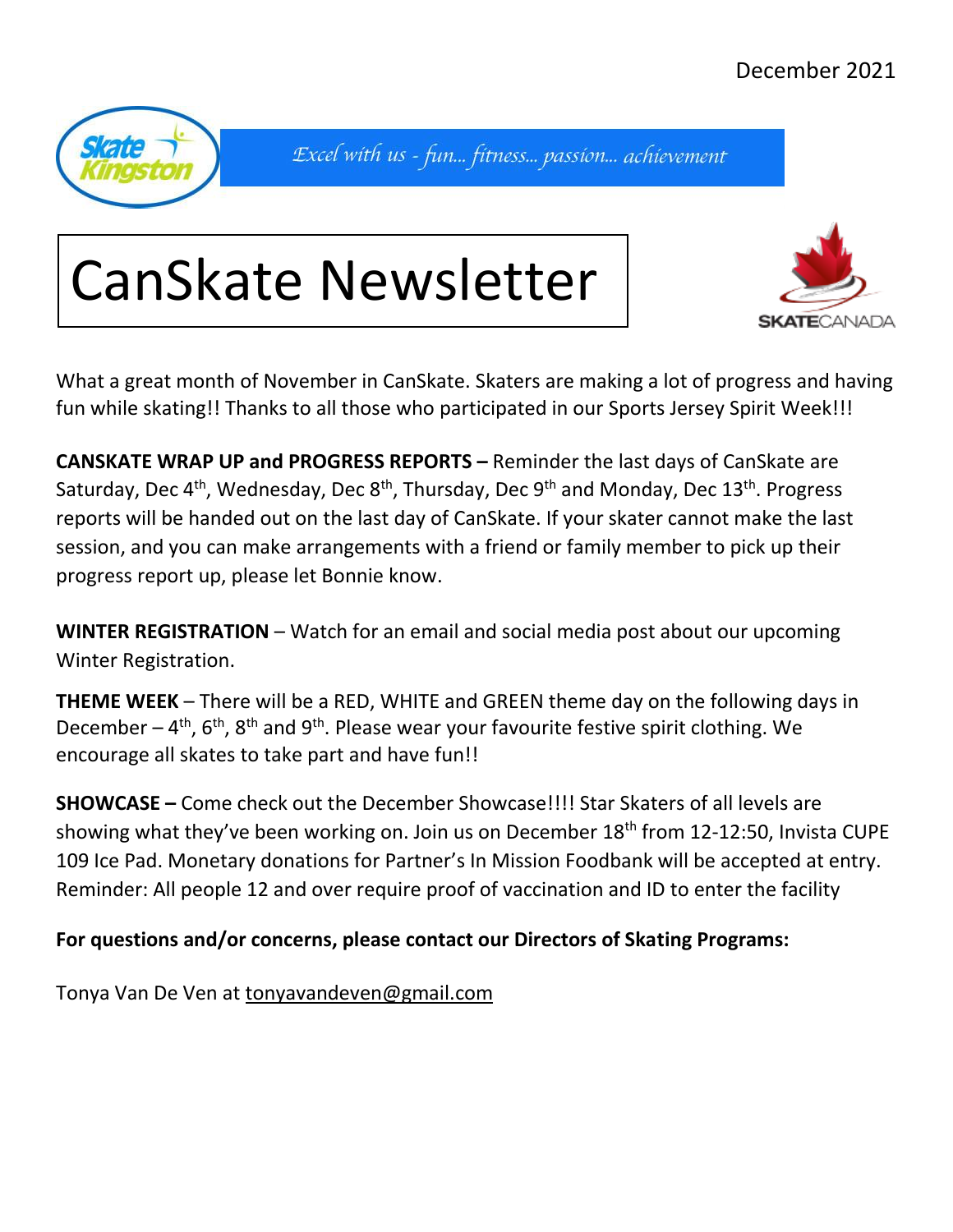December 2021

*Excel with us - fun... fitness... passion... achievement*

# CanSkate Newsletter

What a great month of November in CanSkate. Skaters are making a lot of progress and having fun while skating!! Thanks to all those who participated in our Sports Jersey Spirit Week!!!

**CANSKATE WRAP UP and PROGRESS REPORTS –** Reminder the last days of CanSkate are Saturday, Dec 4th, Wednesday, Dec 8th, Thursday, Dec 9th and Monday, Dec 13th. Progress reports will be handed out on the last day of CanSkate. If your skater cannot make the last session, and you can make arrangements with a friend or family member to pick up their progress report up, please let Bonnie know.

**WINTER REGISTRATION** – Watch for an email and social media post about our upcoming Winter Registration.

**THEME WEEK** – There will be a RED, WHITE and GREEN theme day on the following days in December – 4th, 6th, 8th and 9th. Please wear your favourite festive spirit clothing. We encourage all skates to take part and have fun!!

**SHOWCASE –** Come check out the December Showcase!!!! Star Skaters of all levels are showing what they've been working on. Join us on December 18th from 12-12:50, Invista CUPE 109 Ice Pad. Monetary donations for Partner's In Mission Foodbank will be accepted at entry. Reminder: All people 12 and over require proof of vaccination and ID to enter the facility

**For questions and/or concerns, please contact our Directors of Skating Programs:**

Tonya Van De Ven at tonyavandeven@gmail.com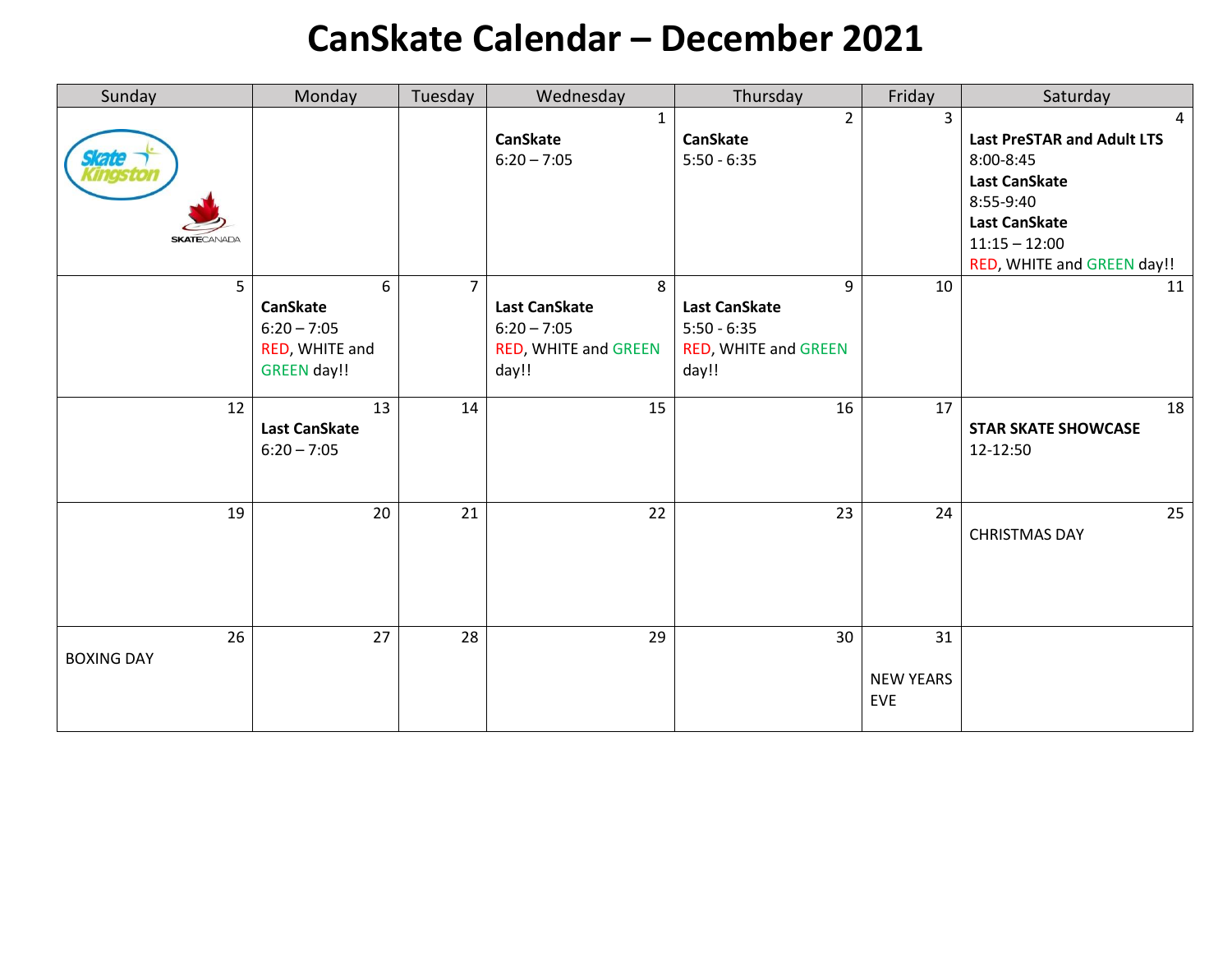# CanSkate Calendar – December 2021

| Sunday | Monday | Tuesday | Wednesday | Thursday | Friday | Saturday |
|---|---|---|---|---|---|---|
| | | | 1<br>**CanSkate**<br>6:20 – 7:05 | 2<br>**CanSkate**<br>5:50 - 6:35 | 3 | 4<br>**Last PreSTAR and Adult LTS**<br>8:00-8:45<br>**Last CanSkate**<br>8:55-9:40<br>**Last CanSkate**<br>11:15 – 12:00<br>RED, WHITE and GREEN day!! |
| 5 | 6<br>**CanSkate**<br>6:20 – 7:05<br>RED, WHITE and GREEN day!! | 7 | 8<br>**Last CanSkate**<br>6:20 – 7:05<br>RED, WHITE and GREEN day!! | 9<br>**Last CanSkate**<br>5:50 - 6:35<br>RED, WHITE and GREEN day!! | 10 | 11 |
| 12 | 13<br>**Last CanSkate**<br>6:20 – 7:05 | 14 | 15 | 16 | 17 | 18<br>**STAR SKATE SHOWCASE**<br>12-12:50 |
| 19 | 20 | 21 | 22 | 23 | 24 | 25<br>CHRISTMAS DAY |
| 26<br>BOXING DAY | 27 | 28 | 29 | 30 | 31<br>NEW YEARS EVE | |